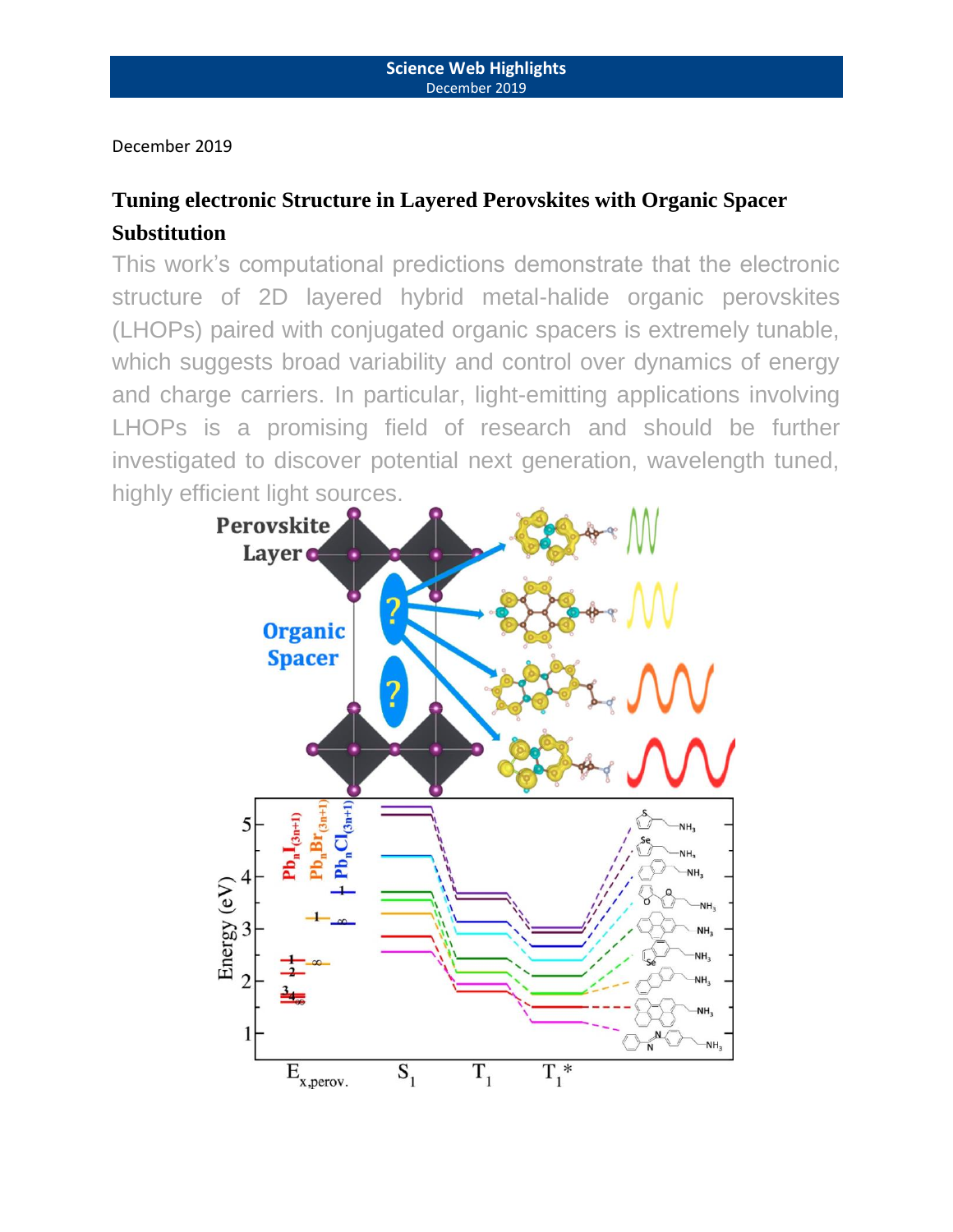Science Web Highlights
December 2019

December 2019

## Tuning electronic Structure in Layered Perovskites with Organic Spacer Substitution

This work's computational predictions demonstrate that the electronic structure of 2D layered hybrid metal-halide organic perovskites (LHOPs) paired with conjugated organic spacers is extremely tunable, which suggests broad variability and control over dynamics of energy and charge carriers. In particular, light-emitting applications involving LHOPs is a promising field of research and should be further investigated to discover potential next generation, wavelength tuned, highly efficient light sources.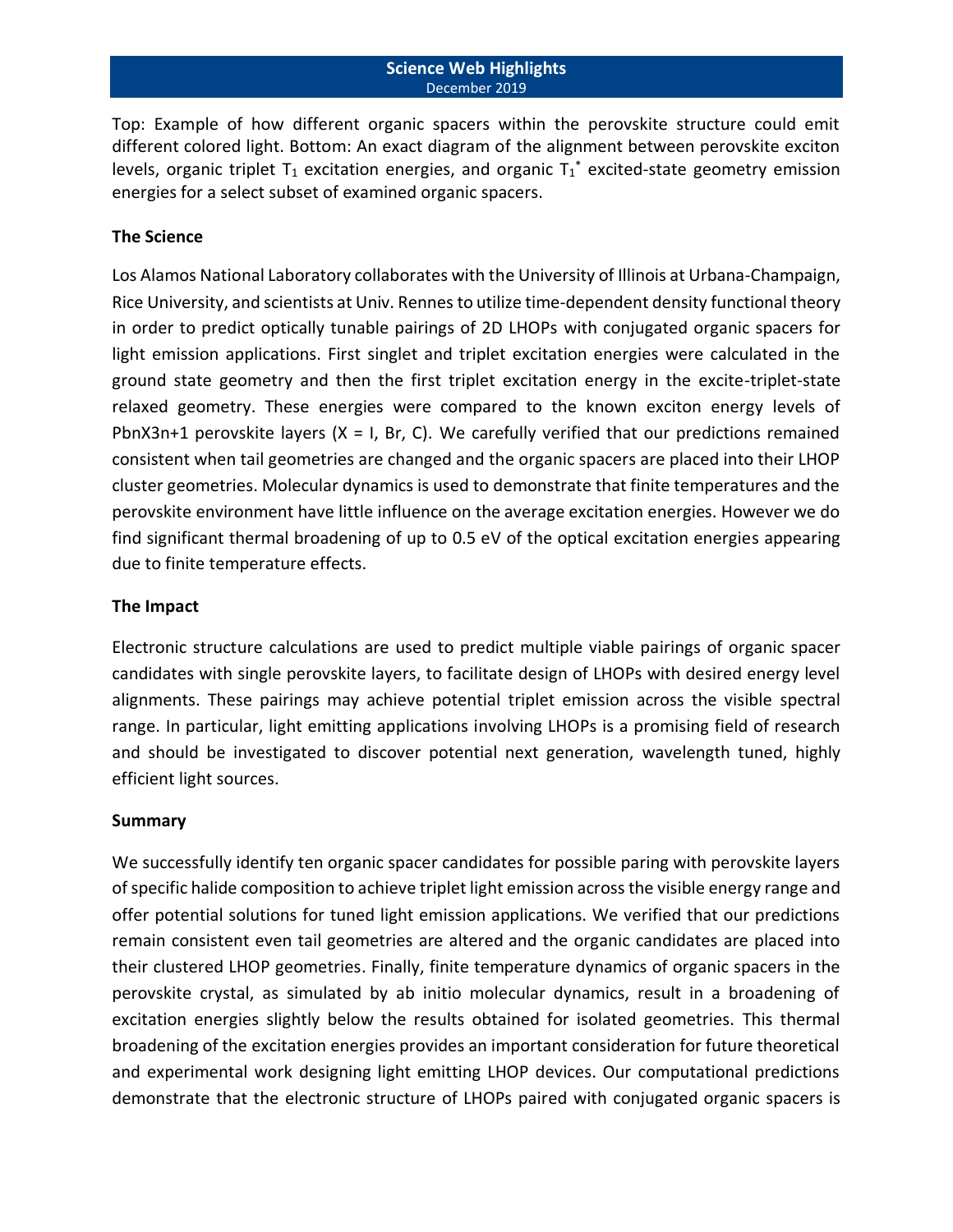Top: Example of how different organic spacers within the perovskite structure could emit different colored light. Bottom: An exact diagram of the alignment between perovskite exciton levels, organic triplet $T_1$ excitation energies, and organic $T_1^*$ excited-state geometry emission energies for a select subset of examined organic spacers.

### The Science

Los Alamos National Laboratory collaborates with the University of Illinois at Urbana-Champaign, Rice University, and scientists at Univ. Rennes to utilize time-dependent density functional theory in order to predict optically tunable pairings of 2D LHOPs with conjugated organic spacers for light emission applications. First singlet and triplet excitation energies were calculated in the ground state geometry and then the first triplet excitation energy in the excite-triplet-state relaxed geometry. These energies were compared to the known exciton energy levels of PbnX3n+1 perovskite layers (X = I, Br, C). We carefully verified that our predictions remained consistent when tail geometries are changed and the organic spacers are placed into their LHOP cluster geometries. Molecular dynamics is used to demonstrate that finite temperatures and the perovskite environment have little influence on the average excitation energies. However we do find significant thermal broadening of up to 0.5 eV of the optical excitation energies appearing due to finite temperature effects.

### The Impact

Electronic structure calculations are used to predict multiple viable pairings of organic spacer candidates with single perovskite layers, to facilitate design of LHOPs with desired energy level alignments. These pairings may achieve potential triplet emission across the visible spectral range. In particular, light emitting applications involving LHOPs is a promising field of research and should be investigated to discover potential next generation, wavelength tuned, highly efficient light sources.

### Summary

We successfully identify ten organic spacer candidates for possible paring with perovskite layers of specific halide composition to achieve triplet light emission across the visible energy range and offer potential solutions for tuned light emission applications. We verified that our predictions remain consistent even tail geometries are altered and the organic candidates are placed into their clustered LHOP geometries. Finally, finite temperature dynamics of organic spacers in the perovskite crystal, as simulated by ab initio molecular dynamics, result in a broadening of excitation energies slightly below the results obtained for isolated geometries. This thermal broadening of the excitation energies provides an important consideration for future theoretical and experimental work designing light emitting LHOP devices. Our computational predictions demonstrate that the electronic structure of LHOPs paired with conjugated organic spacers is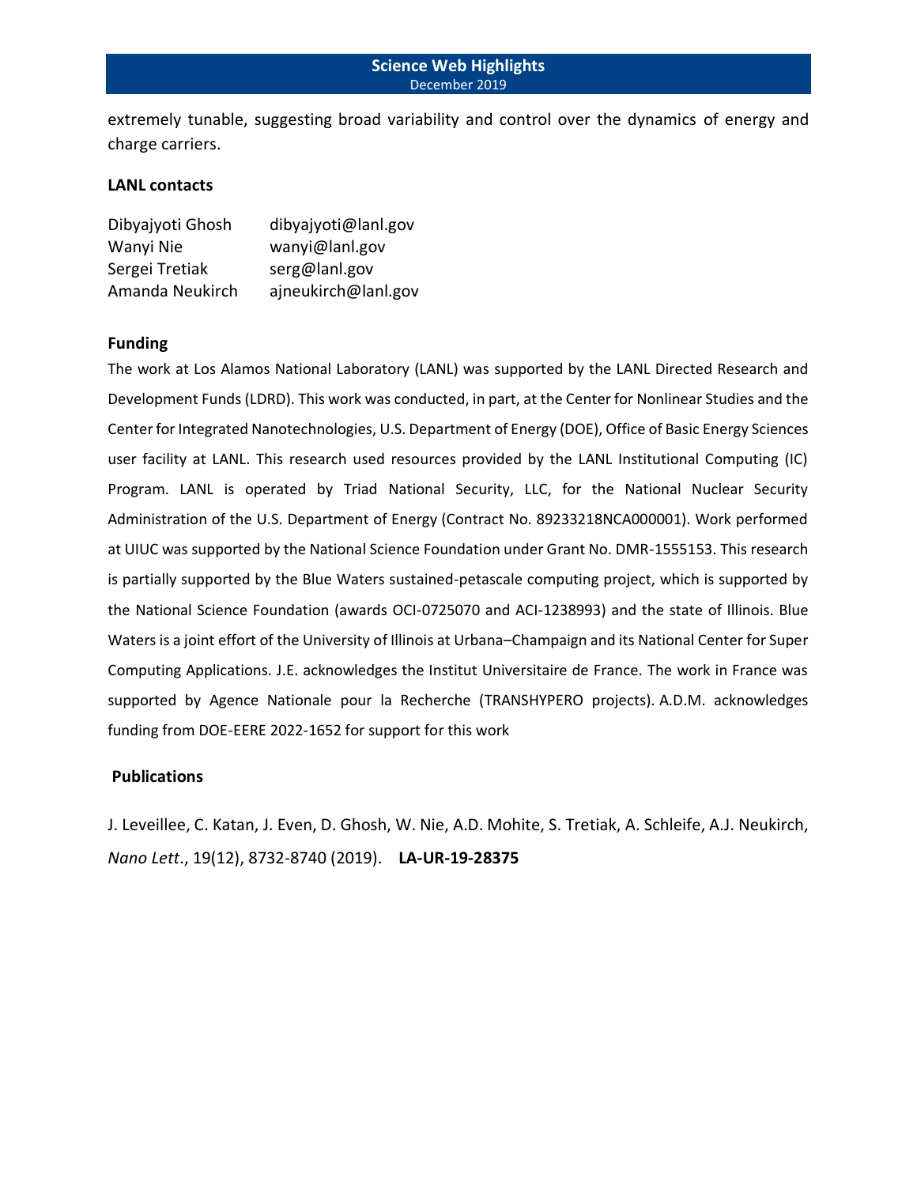extremely tunable, suggesting broad variability and control over the dynamics of energy and charge carriers.

### LANL contacts

| | |
|---|---|
| Dibyajyoti Ghosh | dibyajyoti@lanl.gov |
| Wanyi Nie | wanyi@lanl.gov |
| Sergei Tretiak | serg@lanl.gov |
| Amanda Neukirch | ajneukirch@lanl.gov |

### Funding

The work at Los Alamos National Laboratory (LANL) was supported by the LANL Directed Research and Development Funds (LDRD). This work was conducted, in part, at the Center for Nonlinear Studies and the Center for Integrated Nanotechnologies, U.S. Department of Energy (DOE), Office of Basic Energy Sciences user facility at LANL. This research used resources provided by the LANL Institutional Computing (IC) Program. LANL is operated by Triad National Security, LLC, for the National Nuclear Security Administration of the U.S. Department of Energy (Contract No. 89233218NCA000001). Work performed at UIUC was supported by the National Science Foundation under Grant No. DMR-1555153. This research is partially supported by the Blue Waters sustained-petascale computing project, which is supported by the National Science Foundation (awards OCI-0725070 and ACI-1238993) and the state of Illinois. Blue Waters is a joint effort of the University of Illinois at Urbana–Champaign and its National Center for Super Computing Applications. J.E. acknowledges the Institut Universitaire de France. The work in France was supported by Agence Nationale pour la Recherche (TRANSHYPERO projects). A.D.M. acknowledges funding from DOE-EERE 2022-1652 for support for this work

### Publications

J. Leveillee, C. Katan, J. Even, D. Ghosh, W. Nie, A.D. Mohite, S. Tretiak, A. Schleife, A.J. Neukirch, *Nano Lett*., 19(12), 8732-8740 (2019). **LA-UR-19-28375**